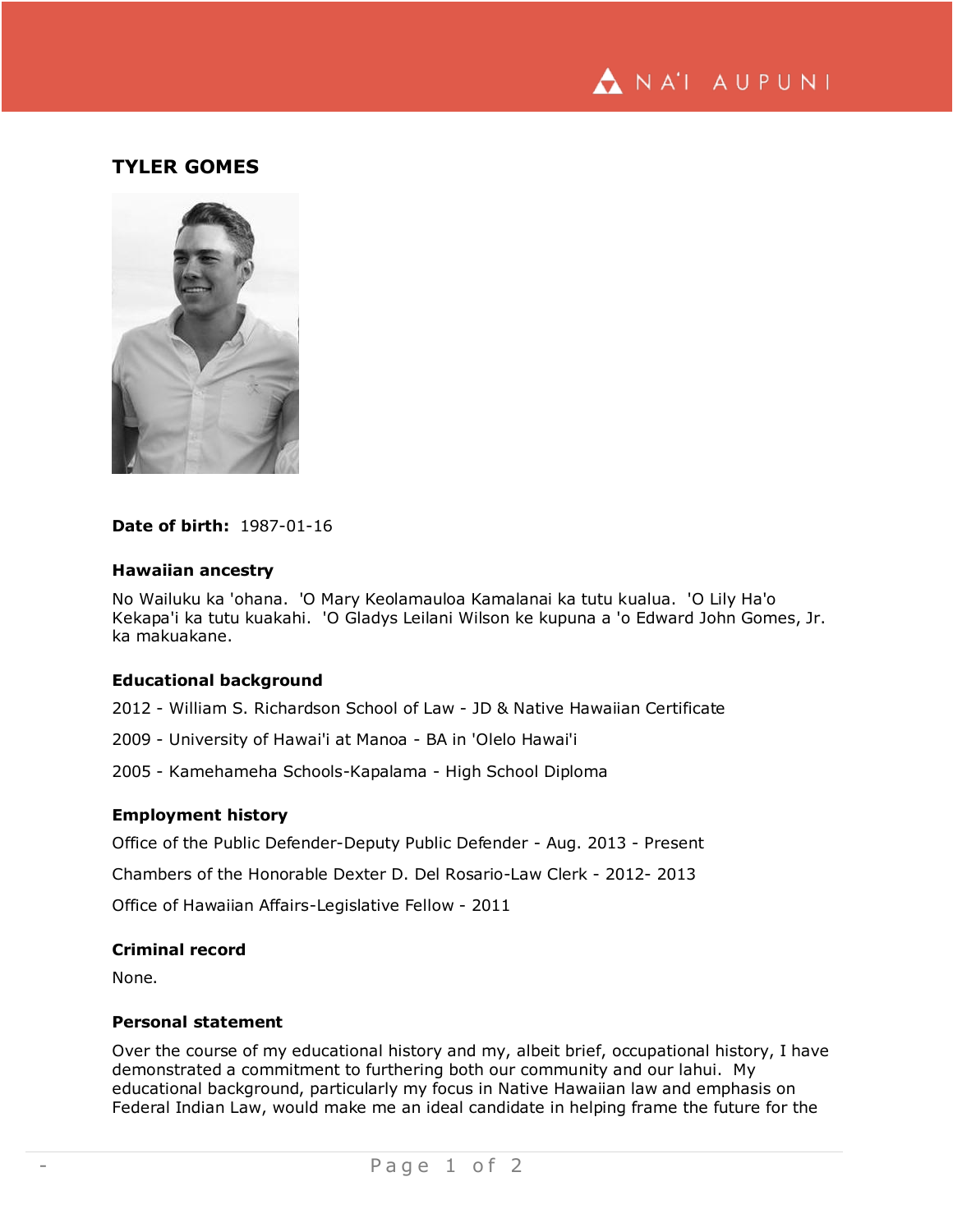# TYLER GOMES

**Date of birth:** 1987-01-16

### Hawaiian ancestry

No Wailuku ka 'ohana. 'O Mary Keolamauloa Kamalanai ka tutu kualua. 'O Lily Ha'o Kekapa'i ka tutu kuakahi. 'O Gladys Leilani Wilson ke kupuna a 'o Edward John Gomes, Jr. ka makuakane.

### Educational background

2012 - William S. Richardson School of Law - JD & Native Hawaiian Certificate

2009 - University of Hawai'i at Manoa - BA in 'Olelo Hawai'i

2005 - Kamehameha Schools-Kapalama - High School Diploma

### Employment history

Office of the Public Defender-Deputy Public Defender - Aug. 2013 - Present

Chambers of the Honorable Dexter D. Del Rosario-Law Clerk - 2012- 2013

Office of Hawaiian Affairs-Legislative Fellow - 2011

### Criminal record

None.

### Personal statement

Over the course of my educational history and my, albeit brief, occupational history, I have demonstrated a commitment to furthering both our community and our lahui. My educational background, particularly my focus in Native Hawaiian law and emphasis on Federal Indian Law, would make me an ideal candidate in helping frame the future for the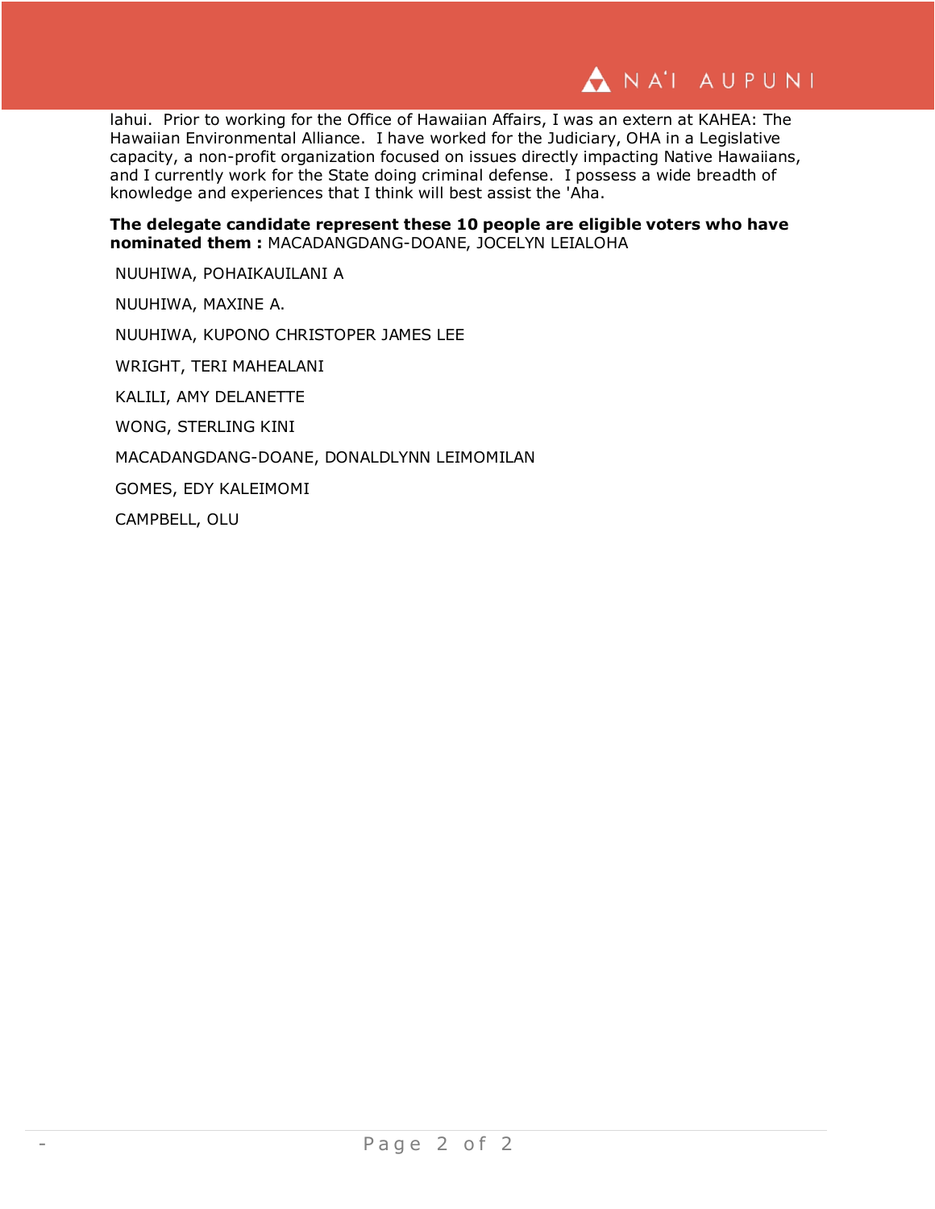lahui.  Prior to working for the Office of Hawaiian Affairs, I was an extern at KAHEA: The Hawaiian Environmental Alliance.  I have worked for the Judiciary, OHA in a Legislative capacity, a non-profit organization focused on issues directly impacting Native Hawaiians, and I currently work for the State doing criminal defense.  I possess a wide breadth of knowledge and experiences that I think will best assist the 'Aha.

**The delegate candidate represent these 10 people are eligible voters who have nominated them :** MACADANGDANG-DOANE, JOCELYN LEIALOHA

NUUHIWA, POHAIKAUILANI A

NUUHIWA, MAXINE A.

NUUHIWA, KUPONO CHRISTOPER JAMES LEE

WRIGHT, TERI MAHEALANI

KALILI, AMY DELANETTE

WONG, STERLING KINI

MACADANGDANG-DOANE, DONALDLYNN LEIMOMILAN

GOMES, EDY KALEIMOMI

CAMPBELL, OLU